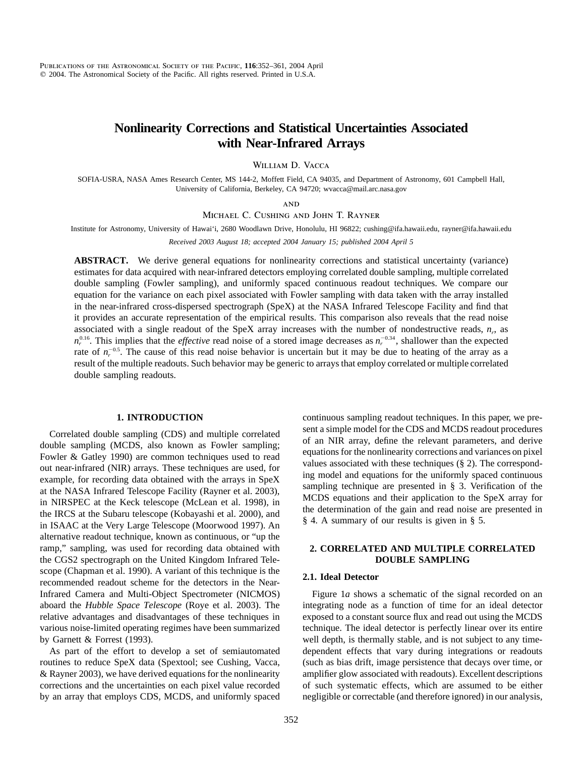# Nonlinearity Corrections and Statistical Uncertainties Associated with Near-Infrared Arrays

William D. Vacca

SOFIA-USRA, NASA Ames Research Center, MS 144-2, Moffett Field, CA 94035, and Department of Astronomy, 601 Campbell Hall, University of California, Berkeley, CA 94720; wvacca@mail.arc.nasa.gov

and

Michael C. Cushing and John T. Rayner

Institute for Astronomy, University of Hawai'i, 2680 Woodlawn Drive, Honolulu, HI 96822; cushing@ifa.hawaii.edu, rayner@ifa.hawaii.edu

*Received 2003 August 18; accepted 2004 January 15; published 2004 April 5*

**ABSTRACT.** We derive general equations for nonlinearity corrections and statistical uncertainty (variance) estimates for data acquired with near-infrared detectors employing correlated double sampling, multiple correlated double sampling (Fowler sampling), and uniformly spaced continuous readout techniques. We compare our equation for the variance on each pixel associated with Fowler sampling with data taken with the array installed in the near-infrared cross-dispersed spectrograph (SpeX) at the NASA Infrared Telescope Facility and find that it provides an accurate representation of the empirical results. This comparison also reveals that the read noise associated with a single readout of the SpeX array increases with the number of nondestructive reads, $n_r$, as $n_r^{0.16}$. This implies that the *effective* read noise of a stored image decreases as $n_r^{-0.34}$, shallower than the expected rate of $n_r^{-0.5}$. The cause of this read noise behavior is uncertain but it may be due to heating of the array as a result of the multiple readouts. Such behavior may be generic to arrays that employ correlated or multiple correlated double sampling readouts.

## 1. INTRODUCTION

Correlated double sampling (CDS) and multiple correlated double sampling (MCDS, also known as Fowler sampling; Fowler & Gatley 1990) are common techniques used to read out near-infrared (NIR) arrays. These techniques are used, for example, for recording data obtained with the arrays in SpeX at the NASA Infrared Telescope Facility (Rayner et al. 2003), in NIRSPEC at the Keck telescope (McLean et al. 1998), in the IRCS at the Subaru telescope (Kobayashi et al. 2000), and in ISAAC at the Very Large Telescope (Moorwood 1997). An alternative readout technique, known as continuous, or "up the ramp," sampling, was used for recording data obtained with the CGS2 spectrograph on the United Kingdom Infrared Telescope (Chapman et al. 1990). A variant of this technique is the recommended readout scheme for the detectors in the Near-Infrared Camera and Multi-Object Spectrometer (NICMOS) aboard the *Hubble Space Telescope* (Roye et al. 2003). The relative advantages and disadvantages of these techniques in various noise-limited operating regimes have been summarized by Garnett & Forrest (1993).

As part of the effort to develop a set of semiautomated routines to reduce SpeX data (Spextool; see Cushing, Vacca, & Rayner 2003), we have derived equations for the nonlinearity corrections and the uncertainties on each pixel value recorded by an array that employs CDS, MCDS, and uniformly spaced continuous sampling readout techniques. In this paper, we present a simple model for the CDS and MCDS readout procedures of an NIR array, define the relevant parameters, and derive equations for the nonlinearity corrections and variances on pixel values associated with these techniques (§ 2). The corresponding model and equations for the uniformly spaced continuous sampling technique are presented in § 3. Verification of the MCDS equations and their application to the SpeX array for the determination of the gain and read noise are presented in § 4. A summary of our results is given in § 5.

## 2. CORRELATED AND MULTIPLE CORRELATED DOUBLE SAMPLING

### 2.1. Ideal Detector

Figure 1*a* shows a schematic of the signal recorded on an integrating node as a function of time for an ideal detector exposed to a constant source flux and read out using the MCDS technique. The ideal detector is perfectly linear over its entire well depth, is thermally stable, and is not subject to any time-dependent effects that vary during integrations or readouts (such as bias drift, image persistence that decays over time, or amplifier glow associated with readouts). Excellent descriptions of such systematic effects, which are assumed to be either negligible or correctable (and therefore ignored) in our analysis,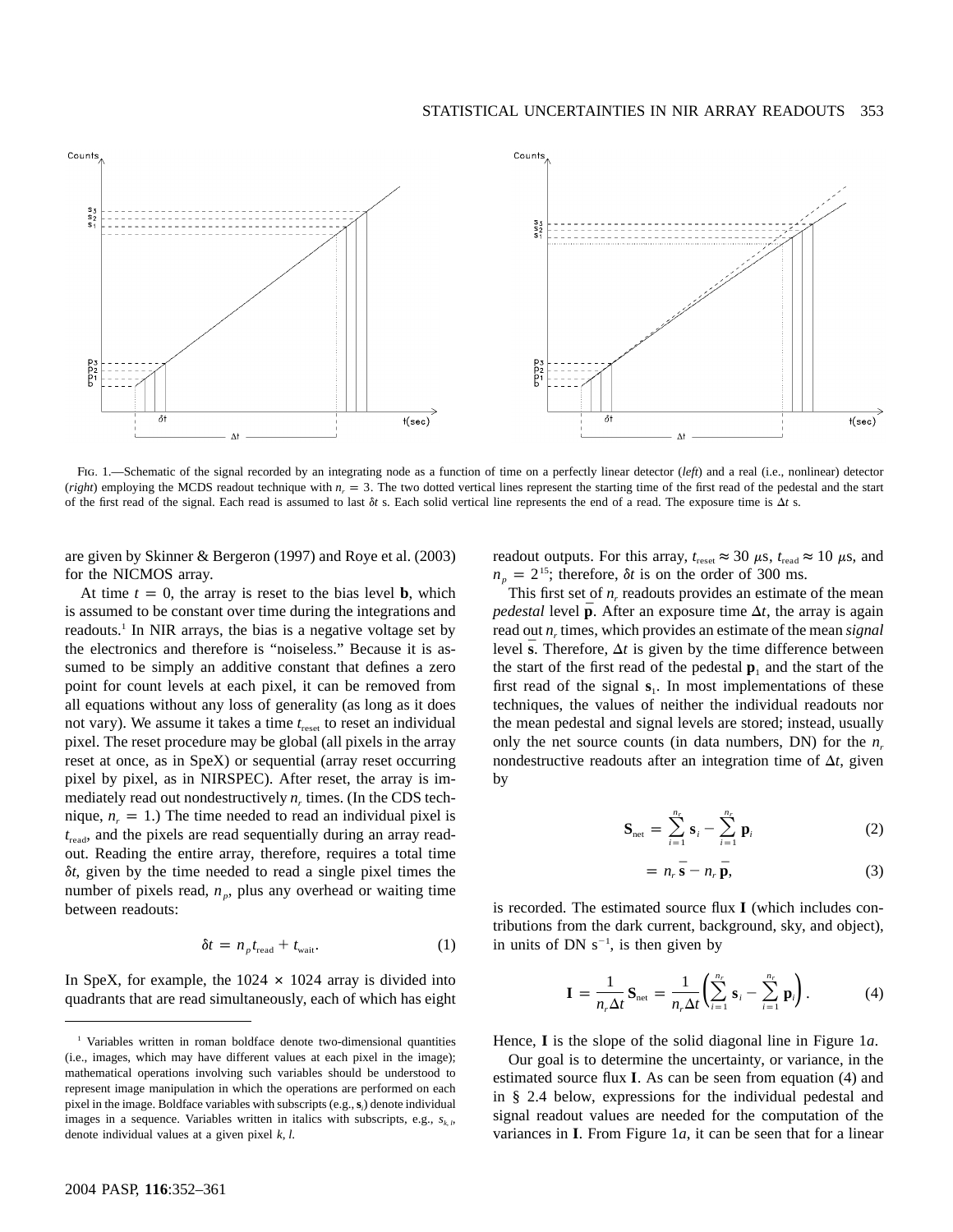FIG. 1.—Schematic of the signal recorded by an integrating node as a function of time on a perfectly linear detector (*left*) and a real (i.e., nonlinear) detector (*right*) employing the MCDS readout technique with $n_r = 3$. The two dotted vertical lines represent the starting time of the first read of the pedestal and the start of the first read of the signal. Each read is assumed to last $\delta t$ s. Each solid vertical line represents the end of a read. The exposure time is $\Delta t$ s.

are given by Skinner & Bergeron (1997) and Roye et al. (2003) for the NICMOS array.

At time $t = 0$, the array is reset to the bias level $\mathbf{b}$, which is assumed to be constant over time during the integrations and readouts.[1] In NIR arrays, the bias is a negative voltage set by the electronics and therefore is "noiseless." Because it is assumed to be simply an additive constant that defines a zero point for count levels at each pixel, it can be removed from all equations without any loss of generality (as long as it does not vary). We assume it takes a time $t_{\rm reset}$ to reset an individual pixel. The reset procedure may be global (all pixels in the array reset at once, as in SpeX) or sequential (array reset occurring pixel by pixel, as in NIRSPEC). After reset, the array is immediately read out nondestructively $n_r$ times. (In the CDS technique, $n_r = 1$.) The time needed to read an individual pixel is $t_{\rm read}$, and the pixels are read sequentially during an array readout. Reading the entire array, therefore, requires a total time $\delta t$, given by the time needed to read a single pixel times the number of pixels read, $n_p$, plus any overhead or waiting time between readouts:

$$\delta t = n_p t_{\rm read} + t_{\rm wait}. \tag{1}$$

In SpeX, for example, the $1024 \times 1024$ array is divided into quadrants that are read simultaneously, each of which has eight readout outputs. For this array, $t_{\rm reset} \approx 30$ $\mu$s, $t_{\rm read} \approx 10$ $\mu$s, and $n_p = 2^{15}$; therefore, $\delta t$ is on the order of 300 ms.

This first set of $n_r$ readouts provides an estimate of the mean *pedestal* level $\bar{\mathbf{p}}$. After an exposure time $\Delta t$, the array is again read out $n_r$ times, which provides an estimate of the mean *signal* level $\bar{\mathbf{s}}$. Therefore, $\Delta t$ is given by the time difference between the start of the first read of the pedestal $\mathbf{p}_1$ and the start of the first read of the signal $\mathbf{s}_1$. In most implementations of these techniques, the values of neither the individual readouts nor the mean pedestal and signal levels are stored; instead, usually only the net source counts (in data numbers, DN) for the $n_r$ nondestructive readouts after an integration time of $\Delta t$, given by

$$\mathbf{S}_{\rm net} = \sum_{i=1}^{n_r} \mathbf{s}_i - \sum_{i=1}^{n_r} \mathbf{p}_i \tag{2}$$

$$= n_r \bar{\mathbf{s}} - n_r \bar{\mathbf{p}}, \tag{3}$$

is recorded. The estimated source flux $\mathbf{I}$ (which includes contributions from the dark current, background, sky, and object), in units of DN s$^{-1}$, is then given by

$$\mathbf{I} = \frac{1}{n_r \Delta t} \mathbf{S}_{\rm net} = \frac{1}{n_r \Delta t} \left( \sum_{i=1}^{n_r} \mathbf{s}_i - \sum_{i=1}^{n_r} \mathbf{p}_i \right). \tag{4}$$

Hence, $\mathbf{I}$ is the slope of the solid diagonal line in Figure 1*a*.

Our goal is to determine the uncertainty, or variance, in the estimated source flux $\mathbf{I}$. As can be seen from equation (4) and in § 2.4 below, expressions for the individual pedestal and signal readout values are needed for the computation of the variances in $\mathbf{I}$. From Figure 1*a*, it can be seen that for a linear

[1] Variables written in roman boldface denote two-dimensional quantities (i.e., images, which may have different values at each pixel in the image); mathematical operations involving such variables should be understood to represent image manipulation in which the operations are performed on each pixel in the image. Boldface variables with subscripts (e.g., $\mathbf{s}_i$) denote individual images in a sequence. Variables written in italics with subscripts, e.g., $s_{k,l}$, denote individual values at a given pixel $k$, $l$.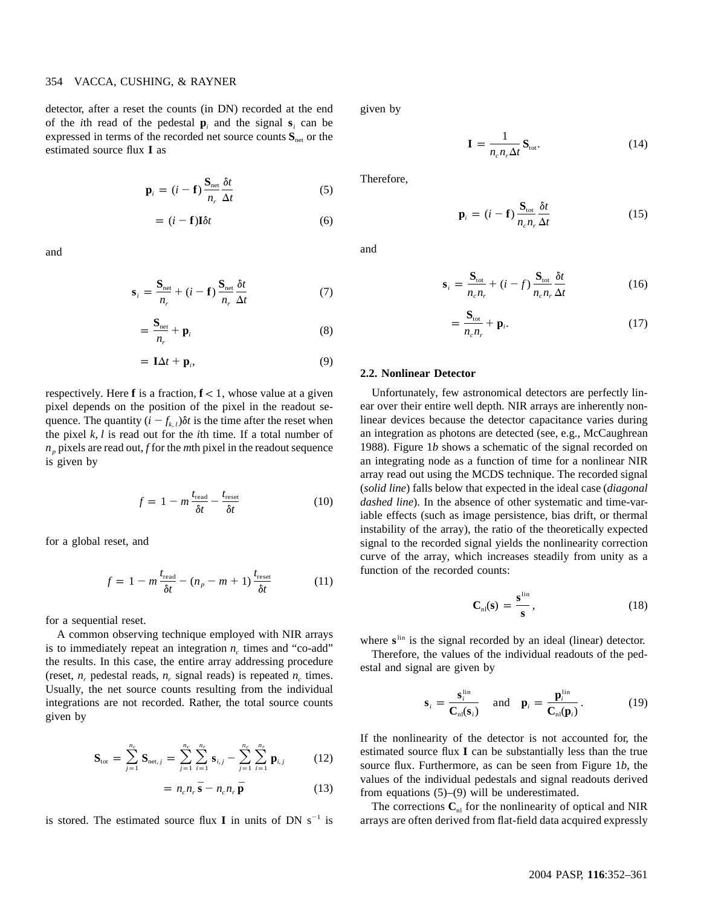detector, after a reset the counts (in DN) recorded at the end of the $i$th read of the pedestal $\mathbf{p}_i$ and the signal $\mathbf{s}_i$ can be expressed in terms of the recorded net source counts $\mathbf{S}_{\rm net}$ or the estimated source flux $\mathbf{I}$ as

$$\mathbf{p}_i = (i - \mathbf{f})\,\frac{\mathbf{S}_{\rm net}}{n_r}\,\frac{\delta t}{\Delta t} \tag{5}$$

$$= (i - \mathbf{f})\mathbf{I}\delta t \tag{6}$$

and

$$\mathbf{s}_i = \frac{\mathbf{S}_{\rm net}}{n_r} + (i - \mathbf{f})\,\frac{\mathbf{S}_{\rm net}}{n_r}\,\frac{\delta t}{\Delta t} \tag{7}$$

$$= \frac{\mathbf{S}_{\rm net}}{n_r} + \mathbf{p}_i \tag{8}$$

$$= \mathbf{I}\Delta t + \mathbf{p}_i, \tag{9}$$

respectively. Here $\mathbf{f}$ is a fraction, $\mathbf{f} < 1$, whose value at a given pixel depends on the position of the pixel in the readout sequence. The quantity $(i - f_{k,l})\delta t$ is the time after the reset when the pixel $k, l$ is read out for the $i$th time. If a total number of $n_p$ pixels are read out, $f$ for the $m$th pixel in the readout sequence is given by

$$f = 1 - m\,\frac{t_{\rm read}}{\delta t} - \frac{t_{\rm reset}}{\delta t} \tag{10}$$

for a global reset, and

$$f = 1 - m\,\frac{t_{\rm read}}{\delta t} - (n_p - m + 1)\,\frac{t_{\rm reset}}{\delta t} \tag{11}$$

for a sequential reset.

A common observing technique employed with NIR arrays is to immediately repeat an integration $n_c$ times and "co-add" the results. In this case, the entire array addressing procedure (reset, $n_r$ pedestal reads, $n_r$ signal reads) is repeated $n_c$ times. Usually, the net source counts resulting from the individual integrations are not recorded. Rather, the total source counts given by

$$\mathbf{S}_{\rm tot} = \sum_{j=1}^{n_c} \mathbf{S}_{{\rm net},j} = \sum_{j=1}^{n_c}\sum_{i=1}^{n_r} \mathbf{s}_{i,j} - \sum_{j=1}^{n_c}\sum_{i=1}^{n_r} \mathbf{p}_{i,j} \tag{12}$$

$$= n_c n_r \bar{\mathbf{s}} - n_c n_r \bar{\mathbf{p}} \tag{13}$$

is stored. The estimated source flux $\mathbf{I}$ in units of DN $\mathrm{s}^{-1}$ is given by

$$\mathbf{I} = \frac{1}{n_c n_r \Delta t}\,\mathbf{S}_{\rm tot}. \tag{14}$$

Therefore,

$$\mathbf{p}_i = (i - \mathbf{f})\,\frac{\mathbf{S}_{\rm tot}}{n_c n_r}\,\frac{\delta t}{\Delta t} \tag{15}$$

and

$$\mathbf{s}_i = \frac{\mathbf{S}_{\rm tot}}{n_c n_r} + (i - f)\,\frac{\mathbf{S}_{\rm tot}}{n_c n_r}\,\frac{\delta t}{\Delta t} \tag{16}$$

$$= \frac{\mathbf{S}_{\rm tot}}{n_c n_r} + \mathbf{p}_i. \tag{17}$$

### 2.2. Nonlinear Detector

Unfortunately, few astronomical detectors are perfectly linear over their entire well depth. NIR arrays are inherently nonlinear devices because the detector capacitance varies during an integration as photons are detected (see, e.g., McCaughrean 1988). Figure 1*b* shows a schematic of the signal recorded on an integrating node as a function of time for a nonlinear NIR array read out using the MCDS technique. The recorded signal (*solid line*) falls below that expected in the ideal case (*diagonal dashed line*). In the absence of other systematic and time-variable effects (such as image persistence, bias drift, or thermal instability of the array), the ratio of the theoretically expected signal to the recorded signal yields the nonlinearity correction curve of the array, which increases steadily from unity as a function of the recorded counts:

$$\mathbf{C}_{\rm nl}(\mathbf{s}) = \frac{\mathbf{s}^{\rm lin}}{\mathbf{s}}, \tag{18}$$

where $\mathbf{s}^{\rm lin}$ is the signal recorded by an ideal (linear) detector.

Therefore, the values of the individual readouts of the pedestal and signal are given by

$$\mathbf{s}_i = \frac{\mathbf{s}_i^{\rm lin}}{\mathbf{C}_{\rm nl}(\mathbf{s}_i)} \quad \text{and} \quad \mathbf{p}_i = \frac{\mathbf{p}_i^{\rm lin}}{\mathbf{C}_{\rm nl}(\mathbf{p}_i)}. \tag{19}$$

If the nonlinearity of the detector is not accounted for, the estimated source flux $\mathbf{I}$ can be substantially less than the true source flux. Furthermore, as can be seen from Figure 1*b*, the values of the individual pedestals and signal readouts derived from equations (5)–(9) will be underestimated.

The corrections $\mathbf{C}_{\rm nl}$ for the nonlinearity of optical and NIR arrays are often derived from flat-field data acquired expressly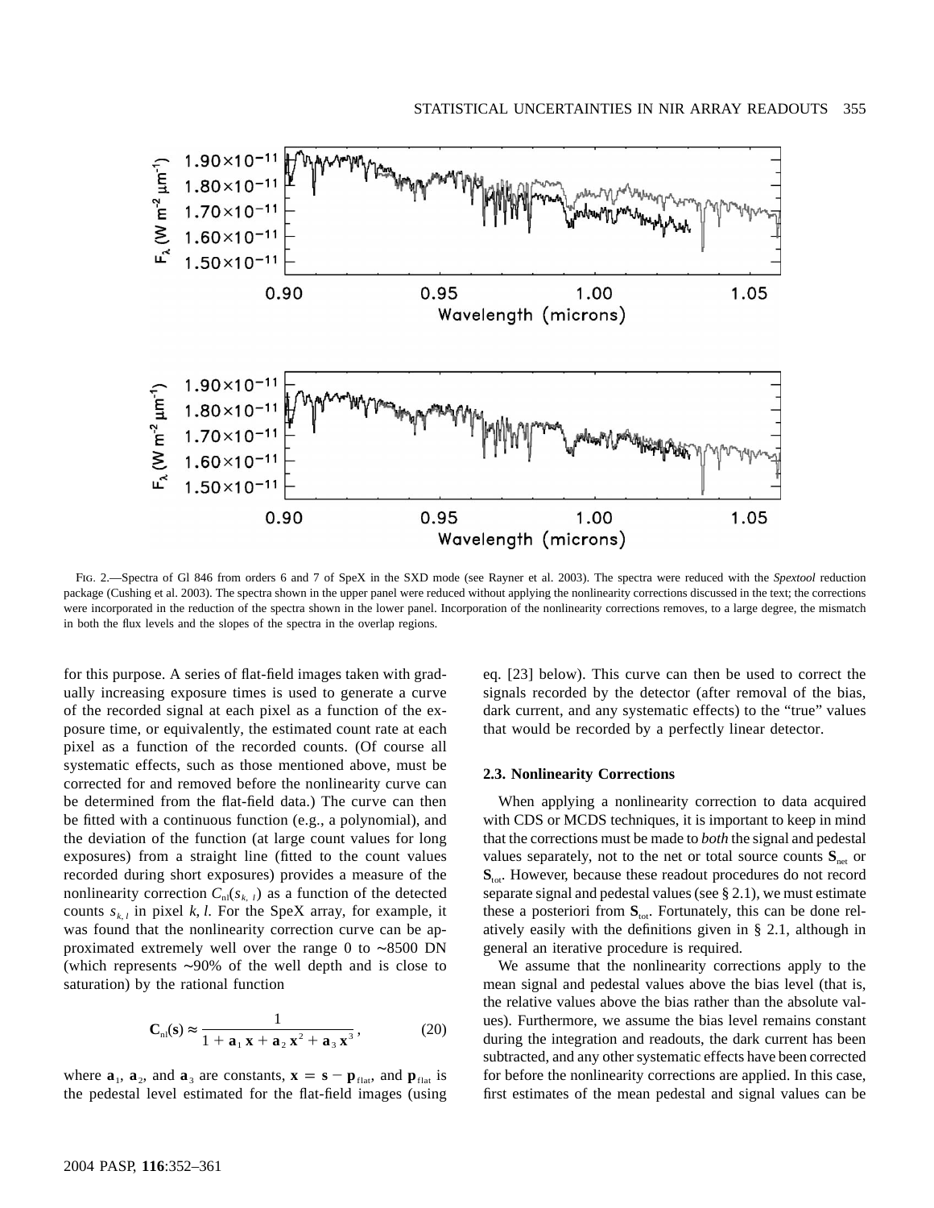FIG. 2.—Spectra of Gl 846 from orders 6 and 7 of SpeX in the SXD mode (see Rayner et al. 2003). The spectra were reduced with the *Spextool* reduction package (Cushing et al. 2003). The spectra shown in the upper panel were reduced without applying the nonlinearity corrections discussed in the text; the corrections were incorporated in the reduction of the spectra shown in the lower panel. Incorporation of the nonlinearity corrections removes, to a large degree, the mismatch in both the flux levels and the slopes of the spectra in the overlap regions.

for this purpose. A series of flat-field images taken with gradually increasing exposure times is used to generate a curve of the recorded signal at each pixel as a function of the exposure time, or equivalently, the estimated count rate at each pixel as a function of the recorded counts. (Of course all systematic effects, such as those mentioned above, must be corrected for and removed before the nonlinearity curve can be determined from the flat-field data.) The curve can then be fitted with a continuous function (e.g., a polynomial), and the deviation of the function (at large count values for long exposures) from a straight line (fitted to the count values recorded during short exposures) provides a measure of the nonlinearity correction $C_{\rm nl}(s_{k,l})$ as a function of the detected counts $s_{k,l}$ in pixel $k, l$. For the SpeX array, for example, it was found that the nonlinearity correction curve can be approximated extremely well over the range 0 to ∼8500 DN (which represents ∼90% of the well depth and is close to saturation) by the rational function

$$\mathbf{C}_{\rm nl}(\mathbf{s}) \approx \frac{1}{1 + \mathbf{a}_1\,\mathbf{x} + \mathbf{a}_2\,\mathbf{x}^2 + \mathbf{a}_3\,\mathbf{x}^3}, \tag{20}$$

where $\mathbf{a}_1$, $\mathbf{a}_2$, and $\mathbf{a}_3$ are constants, $\mathbf{x} = \mathbf{s} - \mathbf{p}_{\rm flat}$, and $\mathbf{p}_{\rm flat}$ is the pedestal level estimated for the flat-field images (using eq. [23] below). This curve can then be used to correct the signals recorded by the detector (after removal of the bias, dark current, and any systematic effects) to the "true" values that would be recorded by a perfectly linear detector.

### 2.3. Nonlinearity Corrections

When applying a nonlinearity correction to data acquired with CDS or MCDS techniques, it is important to keep in mind that the corrections must be made to *both* the signal and pedestal values separately, not to the net or total source counts $\mathbf{S}_{\rm net}$ or $\mathbf{S}_{\rm tot}$. However, because these readout procedures do not record separate signal and pedestal values (see § 2.1), we must estimate these a posteriori from $\mathbf{S}_{\rm tot}$. Fortunately, this can be done relatively easily with the definitions given in § 2.1, although in general an iterative procedure is required.

We assume that the nonlinearity corrections apply to the mean signal and pedestal values above the bias level (that is, the relative values above the bias rather than the absolute values). Furthermore, we assume the bias level remains constant during the integration and readouts, the dark current has been subtracted, and any other systematic effects have been corrected for before the nonlinearity corrections are applied. In this case, first estimates of the mean pedestal and signal values can be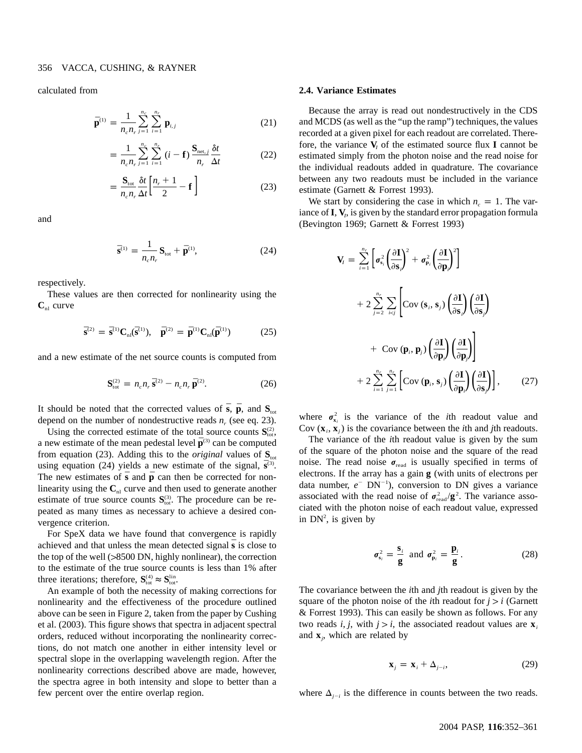calculated from

$$\bar{\mathbf{p}}^{(1)} = \frac{1}{n_c n_r} \sum_{j=1}^{n_c} \sum_{i=1}^{n_r} \mathbf{p}_{i,j} \tag{21}$$

$$= \frac{1}{n_c n_r} \sum_{j=1}^{n_c} \sum_{i=1}^{n_r} (i - \mathbf{f}) \frac{\mathbf{S}_{\text{net},j}}{n_r} \frac{\delta t}{\Delta t} \tag{22}$$

$$= \frac{\mathbf{S}_{\text{tot}}}{n_c n_r} \frac{\delta t}{\Delta t} \left[ \frac{n_r + 1}{2} - \mathbf{f} \right] \tag{23}$$

and

$$\bar{\mathbf{s}}^{(1)} = \frac{1}{n_c n_r} \mathbf{S}_{\text{tot}} + \bar{\mathbf{p}}^{(1)}, \tag{24}$$

respectively.

These values are then corrected for nonlinearity using the $\mathbf{C}_{\text{nl}}$ curve

$$\bar{\mathbf{s}}^{(2)} = \bar{\mathbf{s}}^{(1)} \mathbf{C}_{\text{nl}}(\bar{\mathbf{s}}^{(1)}), \quad \bar{\mathbf{p}}^{(2)} = \bar{\mathbf{p}}^{(1)} \mathbf{C}_{\text{nl}}(\bar{\mathbf{p}}^{(1)}) \tag{25}$$

and a new estimate of the net source counts is computed from

$$\mathbf{S}_{\text{tot}}^{(2)} = n_c n_r \bar{\mathbf{s}}^{(2)} - n_c n_r \bar{\mathbf{p}}^{(2)}. \tag{26}$$

It should be noted that the corrected values of $\bar{\mathbf{s}}$, $\bar{\mathbf{p}}$, and $\mathbf{S}_{\text{tot}}$ depend on the number of nondestructive reads $n_r$ (see eq. 23).

Using the corrected estimate of the total source counts $\mathbf{S}_{\text{tot}}^{(2)}$, a new estimate of the mean pedestal level $\bar{\mathbf{p}}^{(3)}$ can be computed from equation (23). Adding this to the *original* values of $\mathbf{S}_{\text{tot}}$ using equation (24) yields a new estimate of the signal, $\bar{\mathbf{s}}^{(3)}$. The new estimates of $\bar{\mathbf{s}}$ and $\bar{\mathbf{p}}$ can then be corrected for nonlinearity using the $\mathbf{C}_{\text{nl}}$ curve and then used to generate another estimate of true source counts $\mathbf{S}_{\text{tot}}^{(3)}$. The procedure can be repeated as many times as necessary to achieve a desired convergence criterion.

For SpeX data we have found that convergence is rapidly achieved and that unless the mean detected signal $\bar{\mathbf{s}}$ is close to the top of the well (>8500 DN, highly nonlinear), the correction to the estimate of the true source counts is less than 1% after three iterations; therefore, $\mathbf{S}_{\text{tot}}^{(4)} \approx \mathbf{S}_{\text{tot}}^{\text{lin}}$.

An example of both the necessity of making corrections for nonlinearity and the effectiveness of the procedure outlined above can be seen in Figure 2, taken from the paper by Cushing et al. (2003). This figure shows that spectra in adjacent spectral orders, reduced without incorporating the nonlinearity corrections, do not match one another in either intensity level or spectral slope in the overlapping wavelength region. After the nonlinearity corrections described above are made, however, the spectra agree in both intensity and slope to better than a few percent over the entire overlap region.

### 2.4. Variance Estimates

Because the array is read out nondestructively in the CDS and MCDS (as well as the "up the ramp") techniques, the values recorded at a given pixel for each readout are correlated. Therefore, the variance $\mathbf{V}_I$ of the estimated source flux $\mathbf{I}$ cannot be estimated simply from the photon noise and the read noise for the individual readouts added in quadrature. The covariance between any two readouts must be included in the variance estimate (Garnett & Forrest 1993).

We start by considering the case in which $n_c = 1$. The variance of $\mathbf{I}$, $\mathbf{V}_I$, is given by the standard error propagation formula (Bevington 1969; Garnett & Forrest 1993)

$$\begin{aligned}
\mathbf{V}_I = {} & \sum_{i=1}^{n_r} \left[ \boldsymbol{\sigma}_{\mathbf{s}_i}^2 \left( \frac{\partial \mathbf{I}}{\partial \mathbf{s}_i} \right)^2 + \boldsymbol{\sigma}_{\mathbf{p}_i}^2 \left( \frac{\partial \mathbf{I}}{\partial \mathbf{p}_i} \right)^2 \right] \\
& + 2 \sum_{j=2}^{n_r} \sum_{i<j} \left[ \text{Cov}(\mathbf{s}_i, \mathbf{s}_j) \left( \frac{\partial \mathbf{I}}{\partial \mathbf{s}_i} \right) \left( \frac{\partial \mathbf{I}}{\partial \mathbf{s}_j} \right) \right. \\
& \left. + \text{Cov}(\mathbf{p}_i, \mathbf{p}_j) \left( \frac{\partial \mathbf{I}}{\partial \mathbf{p}_i} \right) \left( \frac{\partial \mathbf{I}}{\partial \mathbf{p}_j} \right) \right] \\
& + 2 \sum_{i=1}^{n_r} \sum_{j=1}^{n_r} \left[ \text{Cov}(\mathbf{p}_i, \mathbf{s}_j) \left( \frac{\partial \mathbf{I}}{\partial \mathbf{p}_i} \right) \left( \frac{\partial \mathbf{I}}{\partial \mathbf{s}_j} \right) \right],
\end{aligned} \tag{27}$$

where $\boldsymbol{\sigma}_{\mathbf{x}_i}^2$ is the variance of the $i$th readout value and $\text{Cov}(\mathbf{x}_i, \mathbf{x}_j)$ is the covariance between the $i$th and $j$th readouts.

The variance of the $i$th readout value is given by the sum of the square of the photon noise and the square of the read noise. The read noise $\boldsymbol{\sigma}_{\text{read}}$ is usually specified in terms of electrons. If the array has a gain $\mathbf{g}$ (with units of electrons per data number, $e^-$ DN$^{-1}$), conversion to DN gives a variance associated with the read noise of $\boldsymbol{\sigma}_{\text{read}}^2/\mathbf{g}^2$. The variance associated with the photon noise of each readout value, expressed in DN$^2$, is given by

$$\boldsymbol{\sigma}_{\mathbf{s}_i}^2 = \frac{\mathbf{s}_i}{\mathbf{g}} \text{ and } \boldsymbol{\sigma}_{\mathbf{p}_i}^2 = \frac{\mathbf{p}_i}{\mathbf{g}}. \tag{28}$$

The covariance between the $i$th and $j$th readout is given by the square of the photon noise of the $i$th readout for $j > i$ (Garnett & Forrest 1993). This can easily be shown as follows. For any two reads $i$, $j$, with $j > i$, the associated readout values are $\mathbf{x}_i$ and $\mathbf{x}_j$, which are related by

$$\mathbf{x}_j = \mathbf{x}_i + \Delta_{j-i}, \tag{29}$$

where $\Delta_{j-i}$ is the difference in counts between the two reads.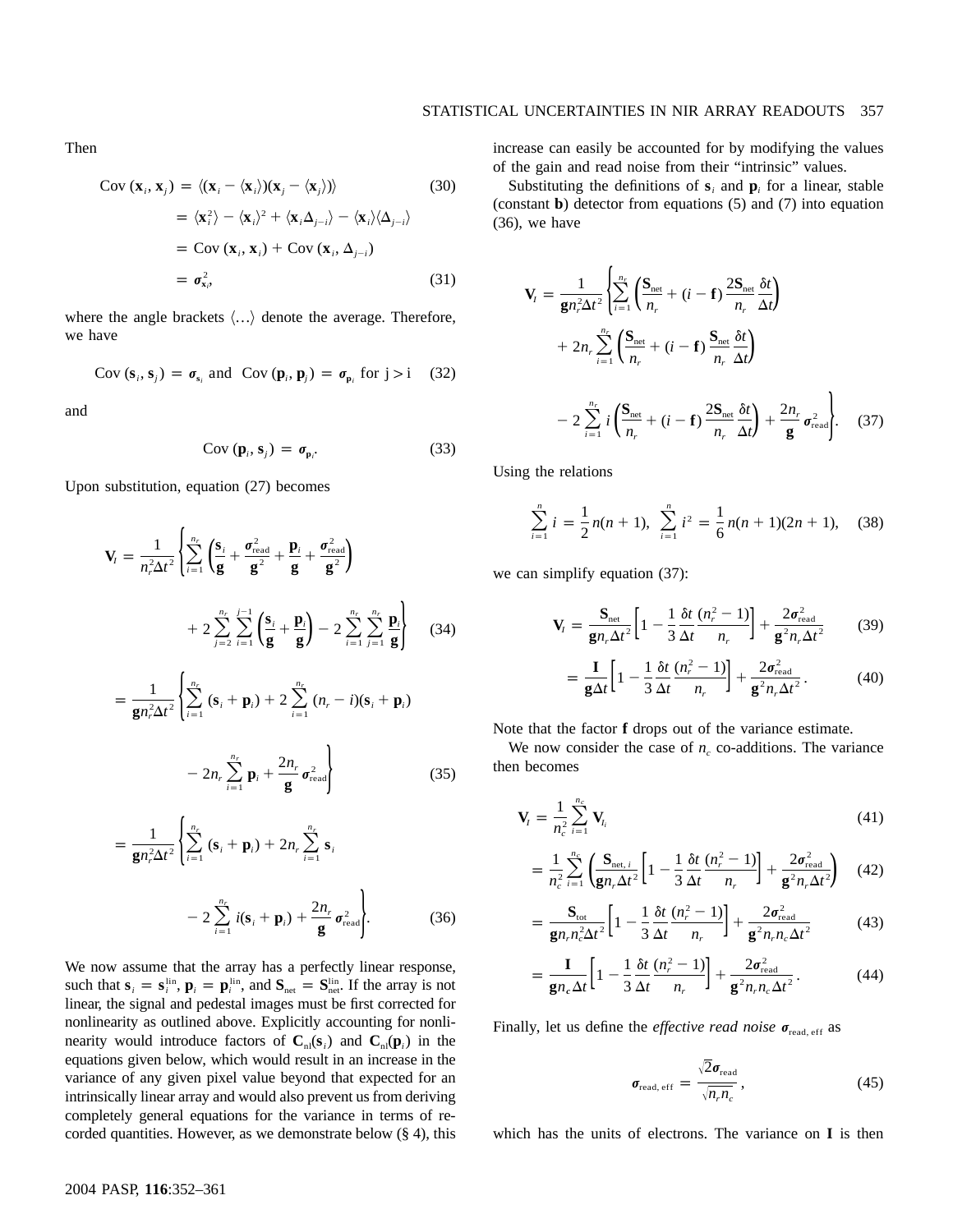Then

$$\mathrm{Cov}\,(\mathbf{x}_i, \mathbf{x}_j) = \langle(\mathbf{x}_i - \langle\mathbf{x}_i\rangle)(\mathbf{x}_j - \langle\mathbf{x}_j\rangle)\rangle \tag{30}$$

$$= \langle\mathbf{x}_i^2\rangle - \langle\mathbf{x}_i\rangle^2 + \langle\mathbf{x}_i\Delta_{j-i}\rangle - \langle\mathbf{x}_i\rangle\langle\Delta_{j-i}\rangle$$

$$= \mathrm{Cov}\,(\mathbf{x}_i, \mathbf{x}_i) + \mathrm{Cov}\,(\mathbf{x}_i, \Delta_{j-i})$$

$$= \boldsymbol{\sigma}_{\mathbf{x}_i}^2, \tag{31}$$

where the angle brackets $\langle\ldots\rangle$ denote the average. Therefore, we have

$$\mathrm{Cov}\,(\mathbf{s}_i, \mathbf{s}_j) = \boldsymbol{\sigma}_{\mathbf{s}_i} \text{ and } \mathrm{Cov}\,(\mathbf{p}_i, \mathbf{p}_j) = \boldsymbol{\sigma}_{\mathbf{p}_i} \text{ for } j > i \tag{32}$$

and

$$\mathrm{Cov}\,(\mathbf{p}_i, \mathbf{s}_j) = \boldsymbol{\sigma}_{\mathbf{p}_i}. \tag{33}$$

Upon substitution, equation (27) becomes

$$\mathbf{V}_I = \frac{1}{n_r^2\Delta t^2}\left\{\sum_{i=1}^{n_r}\left(\frac{\mathbf{s}_i}{\mathbf{g}} + \frac{\boldsymbol{\sigma}_{\mathrm{read}}^2}{\mathbf{g}^2} + \frac{\mathbf{p}_i}{\mathbf{g}} + \frac{\boldsymbol{\sigma}_{\mathrm{read}}^2}{\mathbf{g}^2}\right) + 2\sum_{j=2}^{n_r}\sum_{i=1}^{j-1}\left(\frac{\mathbf{s}_i}{\mathbf{g}} + \frac{\mathbf{p}_i}{\mathbf{g}}\right) - 2\sum_{i=1}^{n_r}\sum_{j=1}^{n_r}\frac{\mathbf{p}_i}{\mathbf{g}}\right\} \tag{34}$$

$$= \frac{1}{\mathbf{g}n_r^2\Delta t^2}\left\{\sum_{i=1}^{n_r}(\mathbf{s}_i + \mathbf{p}_i) + 2\sum_{i=1}^{n_r}(n_r - i)(\mathbf{s}_i + \mathbf{p}_i) - 2n_r\sum_{i=1}^{n_r}\mathbf{p}_i + \frac{2n_r}{\mathbf{g}}\boldsymbol{\sigma}_{\mathrm{read}}^2\right\} \tag{35}$$

$$= \frac{1}{\mathbf{g}n_r^2\Delta t^2}\left\{\sum_{i=1}^{n_r}(\mathbf{s}_i + \mathbf{p}_i) + 2n_r\sum_{i=1}^{n_r}\mathbf{s}_i - 2\sum_{i=1}^{n_r} i(\mathbf{s}_i + \mathbf{p}_i) + \frac{2n_r}{\mathbf{g}}\boldsymbol{\sigma}_{\mathrm{read}}^2\right\}. \tag{36}$$

We now assume that the array has a perfectly linear response, such that $\mathbf{s}_i = \mathbf{s}_i^{\mathrm{lin}}$, $\mathbf{p}_i = \mathbf{p}_i^{\mathrm{lin}}$, and $\mathbf{S}_{\mathrm{net}} = \mathbf{S}_{\mathrm{net}}^{\mathrm{lin}}$. If the array is not linear, the signal and pedestal images must be first corrected for nonlinearity as outlined above. Explicitly accounting for nonlinearity would introduce factors of $\mathbf{C}_{\mathrm{nl}}(\mathbf{s}_i)$ and $\mathbf{C}_{\mathrm{nl}}(\mathbf{p}_i)$ in the equations given below, which would result in an increase in the variance of any given pixel value beyond that expected for an intrinsically linear array and would also prevent us from deriving completely general equations for the variance in terms of recorded quantities. However, as we demonstrate below (§ 4), this increase can easily be accounted for by modifying the values of the gain and read noise from their "intrinsic" values.

Substituting the definitions of $\mathbf{s}_i$ and $\mathbf{p}_i$ for a linear, stable (constant $\mathbf{b}$) detector from equations (5) and (7) into equation (36), we have

$$\mathbf{V}_I = \frac{1}{\mathbf{g}n_r^2\Delta t^2}\left\{\sum_{i=1}^{n_r}\left(\frac{\mathbf{S}_{\mathrm{net}}}{n_r} + (i - \mathbf{f})\frac{2\mathbf{S}_{\mathrm{net}}}{n_r}\frac{\delta t}{\Delta t}\right) + 2n_r\sum_{i=1}^{n_r}\left(\frac{\mathbf{S}_{\mathrm{net}}}{n_r} + (i - \mathbf{f})\frac{\mathbf{S}_{\mathrm{net}}}{n_r}\frac{\delta t}{\Delta t}\right) - 2\sum_{i=1}^{n_r} i\left(\frac{\mathbf{S}_{\mathrm{net}}}{n_r} + (i - \mathbf{f})\frac{2\mathbf{S}_{\mathrm{net}}}{n_r}\frac{\delta t}{\Delta t}\right) + \frac{2n_r}{\mathbf{g}}\boldsymbol{\sigma}_{\mathrm{read}}^2\right\}. \tag{37}$$

Using the relations

$$\sum_{i=1}^{n} i = \frac{1}{2}n(n+1), \quad \sum_{i=1}^{n} i^2 = \frac{1}{6}n(n+1)(2n+1), \tag{38}$$

we can simplify equation (37):

$$\mathbf{V}_I = \frac{\mathbf{S}_{\mathrm{net}}}{\mathbf{g}n_r\Delta t^2}\left[1 - \frac{1}{3}\frac{\delta t}{\Delta t}\frac{(n_r^2 - 1)}{n_r}\right] + \frac{2\boldsymbol{\sigma}_{\mathrm{read}}^2}{\mathbf{g}^2 n_r\Delta t^2} \tag{39}$$

$$= \frac{\mathbf{I}}{\mathbf{g}\Delta t}\left[1 - \frac{1}{3}\frac{\delta t}{\Delta t}\frac{(n_r^2 - 1)}{n_r}\right] + \frac{2\boldsymbol{\sigma}_{\mathrm{read}}^2}{\mathbf{g}^2 n_r\Delta t^2}. \tag{40}$$

Note that the factor $\mathbf{f}$ drops out of the variance estimate.

We now consider the case of $n_c$ co-additions. The variance then becomes

$$\mathbf{V}_I = \frac{1}{n_c^2}\sum_{i=1}^{n_c}\mathbf{V}_{I_i} \tag{41}$$

$$= \frac{1}{n_c^2}\sum_{i=1}^{n_c}\left(\frac{\mathbf{S}_{\mathrm{net},\,i}}{\mathbf{g}n_r\Delta t^2}\left[1 - \frac{1}{3}\frac{\delta t}{\Delta t}\frac{(n_r^2 - 1)}{n_r}\right] + \frac{2\boldsymbol{\sigma}_{\mathrm{read}}^2}{\mathbf{g}^2 n_r\Delta t^2}\right) \tag{42}$$

$$= \frac{\mathbf{S}_{\mathrm{tot}}}{\mathbf{g}n_r n_c^2\Delta t^2}\left[1 - \frac{1}{3}\frac{\delta t}{\Delta t}\frac{(n_r^2 - 1)}{n_r}\right] + \frac{2\boldsymbol{\sigma}_{\mathrm{read}}^2}{\mathbf{g}^2 n_r n_c\Delta t^2} \tag{43}$$

$$= \frac{\mathbf{I}}{\mathbf{g}n_c\Delta t}\left[1 - \frac{1}{3}\frac{\delta t}{\Delta t}\frac{(n_r^2 - 1)}{n_r}\right] + \frac{2\boldsymbol{\sigma}_{\mathrm{read}}^2}{\mathbf{g}^2 n_r n_c\Delta t^2}. \tag{44}$$

Finally, let us define the *effective read noise* $\boldsymbol{\sigma}_{\mathrm{read,\,eff}}$ as

$$\boldsymbol{\sigma}_{\mathrm{read,\,eff}} = \frac{\sqrt{2}\boldsymbol{\sigma}_{\mathrm{read}}}{\sqrt{n_r n_c}}, \tag{45}$$

which has the units of electrons. The variance on $\mathbf{I}$ is then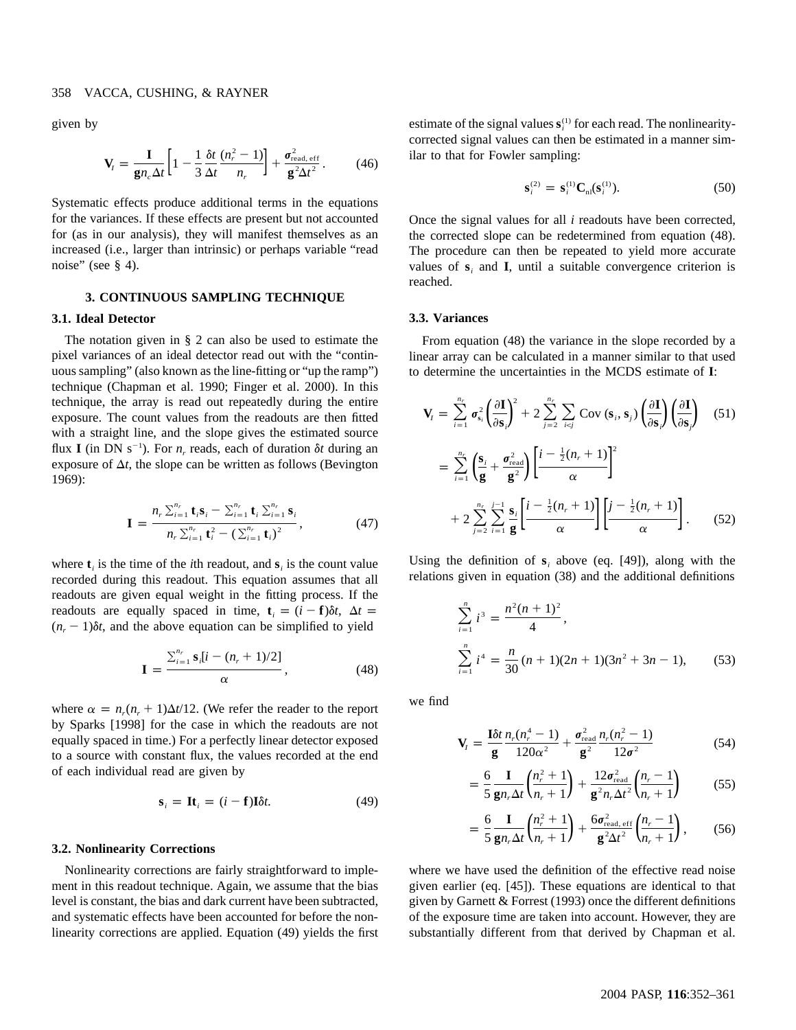given by

$$\mathbf{V}_I = \frac{\mathbf{I}}{\mathbf{g} n_c \Delta t}\left[1 - \frac{1}{3}\frac{\delta t}{\Delta t}\frac{(n_r^2-1)}{n_r}\right] + \frac{\boldsymbol{\sigma}^2_{\text{read, eff}}}{\mathbf{g}^2 \Delta t^2}. \tag{46}$$

Systematic effects produce additional terms in the equations for the variances. If these effects are present but not accounted for (as in our analysis), they will manifest themselves as an increased (i.e., larger than intrinsic) or perhaps variable "read noise" (see § 4).

## 3. CONTINUOUS SAMPLING TECHNIQUE

### 3.1. Ideal Detector

The notation given in § 2 can also be used to estimate the pixel variances of an ideal detector read out with the "continuous sampling" (also known as the line-fitting or "up the ramp") technique (Chapman et al. 1990; Finger et al. 2000). In this technique, the array is read out repeatedly during the entire exposure. The count values from the readouts are then fitted with a straight line, and the slope gives the estimated source flux $\mathbf{I}$ (in DN $\text{s}^{-1}$). For $n_r$ reads, each of duration $\delta t$ during an exposure of $\Delta t$, the slope can be written as follows (Bevington 1969):

$$\mathbf{I} = \frac{n_r \sum_{i=1}^{n_r} \mathbf{t}_i \mathbf{s}_i - \sum_{i=1}^{n_r} \mathbf{t}_i \sum_{i=1}^{n_r} \mathbf{s}_i}{n_r \sum_{i=1}^{n_r} \mathbf{t}_i^2 - \left(\sum_{i=1}^{n_r} \mathbf{t}_i\right)^2}, \tag{47}$$

where $\mathbf{t}_i$ is the time of the $i$th readout, and $\mathbf{s}_i$ is the count value recorded during this readout. This equation assumes that all readouts are given equal weight in the fitting process. If the readouts are equally spaced in time, $\mathbf{t}_i = (i - \mathbf{f})\delta t$, $\Delta t = (n_r - 1)\delta t$, and the above equation can be simplified to yield

$$\mathbf{I} = \frac{\sum_{i=1}^{n_r} \mathbf{s}_i[i - (n_r+1)/2]}{\alpha}, \tag{48}$$

where $\alpha = n_r(n_r+1)\Delta t/12$. (We refer the reader to the report by Sparks [1998] for the case in which the readouts are not equally spaced in time.) For a perfectly linear detector exposed to a source with constant flux, the values recorded at the end of each individual read are given by

$$\mathbf{s}_i = \mathbf{I}\mathbf{t}_i = (i - \mathbf{f})\mathbf{I}\delta t. \tag{49}$$

### 3.2. Nonlinearity Corrections

Nonlinearity corrections are fairly straightforward to implement in this readout technique. Again, we assume that the bias level is constant, the bias and dark current have been subtracted, and systematic effects have been accounted for before the nonlinearity corrections are applied. Equation (49) yields the first estimate of the signal values $\mathbf{s}_i^{(1)}$ for each read. The nonlinearity-corrected signal values can then be estimated in a manner similar to that for Fowler sampling:

$$\mathbf{s}_i^{(2)} = \mathbf{s}_i^{(1)}\mathbf{C}_{\text{nl}}(\mathbf{s}_i^{(1)}). \tag{50}$$

Once the signal values for all $i$ readouts have been corrected, the corrected slope can be redetermined from equation (48). The procedure can then be repeated to yield more accurate values of $\mathbf{s}_i$ and $\mathbf{I}$, until a suitable convergence criterion is reached.

### 3.3. Variances

From equation (48) the variance in the slope recorded by a linear array can be calculated in a manner similar to that used to determine the uncertainties in the MCDS estimate of $\mathbf{I}$:

$$\mathbf{V}_I = \sum_{i=1}^{n_r} \boldsymbol{\sigma}^2_{\mathbf{s}_i}\left(\frac{\partial \mathbf{I}}{\partial \mathbf{s}_i}\right)^2 + 2\sum_{j=2}^{n_r}\sum_{i<j} \text{Cov}(\mathbf{s}_i, \mathbf{s}_j)\left(\frac{\partial \mathbf{I}}{\partial \mathbf{s}_i}\right)\left(\frac{\partial \mathbf{I}}{\partial \mathbf{s}_j}\right) \tag{51}$$

$$= \sum_{i=1}^{n_r}\left(\frac{\mathbf{s}_i}{\mathbf{g}} + \frac{\boldsymbol{\sigma}^2_{\text{read}}}{\mathbf{g}^2}\right)\left[\frac{i - \frac{1}{2}(n_r+1)}{\alpha}\right]^2 + 2\sum_{j=2}^{n_r}\sum_{i=1}^{j-1}\frac{\mathbf{s}_i}{\mathbf{g}}\left[\frac{i - \frac{1}{2}(n_r+1)}{\alpha}\right]\left[\frac{j - \frac{1}{2}(n_r+1)}{\alpha}\right]. \tag{52}$$

Using the definition of $\mathbf{s}_i$ above (eq. [49]), along with the relations given in equation (38) and the additional definitions

$$\sum_{i=1}^{n} i^3 = \frac{n^2(n+1)^2}{4},$$

$$\sum_{i=1}^{n} i^4 = \frac{n}{30}(n+1)(2n+1)(3n^2+3n-1), \tag{53}$$

we find

$$\mathbf{V}_I = \frac{\mathbf{I}\delta t}{\mathbf{g}}\frac{n_r(n_r^4-1)}{120\alpha^2} + \frac{\boldsymbol{\sigma}^2_{\text{read}}}{\mathbf{g}^2}\frac{n_r(n_r^2-1)}{12\boldsymbol{\sigma}^2} \tag{54}$$

$$= \frac{6}{5}\frac{\mathbf{I}}{\mathbf{g} n_r \Delta t}\left(\frac{n_r^2+1}{n_r+1}\right) + \frac{12\boldsymbol{\sigma}^2_{\text{read}}}{\mathbf{g}^2 n_r \Delta t^2}\left(\frac{n_r-1}{n_r+1}\right) \tag{55}$$

$$= \frac{6}{5}\frac{\mathbf{I}}{\mathbf{g} n_r \Delta t}\left(\frac{n_r^2+1}{n_r+1}\right) + \frac{6\boldsymbol{\sigma}^2_{\text{read, eff}}}{\mathbf{g}^2 \Delta t^2}\left(\frac{n_r-1}{n_r+1}\right), \tag{56}$$

where we have used the definition of the effective read noise given earlier (eq. [45]). These equations are identical to that given by Garnett & Forrest (1993) once the different definitions of the exposure time are taken into account. However, they are substantially different from that derived by Chapman et al.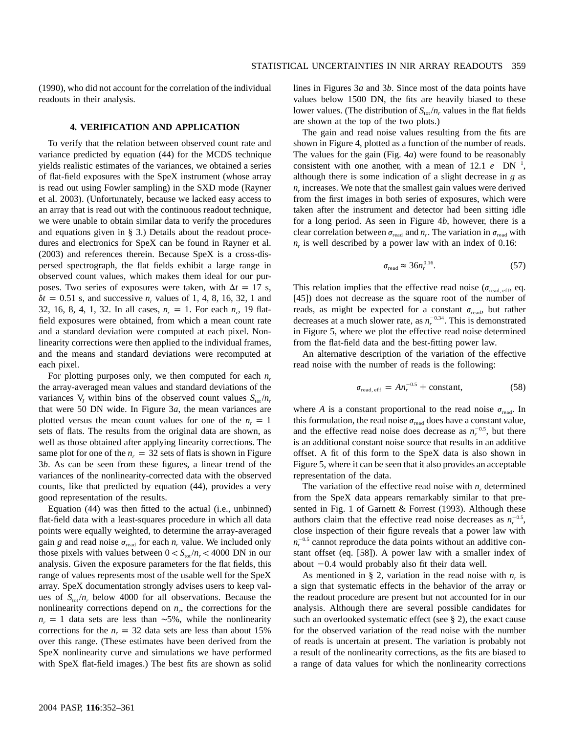(1990), who did not account for the correlation of the individual readouts in their analysis.

## 4. VERIFICATION AND APPLICATION

To verify that the relation between observed count rate and variance predicted by equation (44) for the MCDS technique yields realistic estimates of the variances, we obtained a series of flat-field exposures with the SpeX instrument (whose array is read out using Fowler sampling) in the SXD mode (Rayner et al. 2003). (Unfortunately, because we lacked easy access to an array that is read out with the continuous readout technique, we were unable to obtain similar data to verify the procedures and equations given in § 3.) Details about the readout procedures and electronics for SpeX can be found in Rayner et al. (2003) and references therein. Because SpeX is a cross-dispersed spectrograph, the flat fields exhibit a large range in observed count values, which makes them ideal for our purposes. Two series of exposures were taken, with $\Delta t = 17$ s, $\delta t = 0.51$ s, and successive $n_r$ values of 1, 4, 8, 16, 32, 1 and 32, 16, 8, 4, 1, 32. In all cases, $n_c = 1$. For each $n_r$, 19 flat-field exposures were obtained, from which a mean count rate and a standard deviation were computed at each pixel. Nonlinearity corrections were then applied to the individual frames, and the means and standard deviations were recomputed at each pixel.

For plotting purposes only, we then computed for each $n_r$ the array-averaged mean values and standard deviations of the variances $V_f$ within bins of the observed count values $S_{\rm tot}/n_r$ that were 50 DN wide. In Figure 3*a*, the mean variances are plotted versus the mean count values for one of the $n_r = 1$ sets of flats. The results from the original data are shown, as well as those obtained after applying linearity corrections. The same plot for one of the $n_r = 32$ sets of flats is shown in Figure 3*b*. As can be seen from these figures, a linear trend of the variances of the nonlinearity-corrected data with the observed counts, like that predicted by equation (44), provides a very good representation of the results.

Equation (44) was then fitted to the actual (i.e., unbinned) flat-field data with a least-squares procedure in which all data points were equally weighted, to determine the array-averaged gain $g$ and read noise $\sigma_{\rm read}$ for each $n_r$ value. We included only those pixels with values between $0 < S_{\rm tot}/n_r < 4000$ DN in our analysis. Given the exposure parameters for the flat fields, this range of values represents most of the usable well for the SpeX array. SpeX documentation strongly advises users to keep values of $S_{\rm tot}/n_r$ below 4000 for all observations. Because the nonlinearity corrections depend on $n_r$, the corrections for the $n_r = 1$ data sets are less than ~5%, while the nonlinearity corrections for the $n_r = 32$ data sets are less than about 15% over this range. (These estimates have been derived from the SpeX nonlinearity curve and simulations we have performed with SpeX flat-field images.) The best fits are shown as solid lines in Figures 3*a* and 3*b*. Since most of the data points have values below 1500 DN, the fits are heavily biased to these lower values. (The distribution of $S_{\rm tot}/n_r$ values in the flat fields are shown at the top of the two plots.)

The gain and read noise values resulting from the fits are shown in Figure 4, plotted as a function of the number of reads. The values for the gain (Fig. 4*a*) were found to be reasonably consistent with one another, with a mean of 12.1 $e^-$ DN$^{-1}$, although there is some indication of a slight decrease in $g$ as $n_r$ increases. We note that the smallest gain values were derived from the first images in both series of exposures, which were taken after the instrument and detector had been sitting idle for a long period. As seen in Figure 4*b*, however, there is a clear correlation between $\sigma_{\rm read}$ and $n_r$. The variation in $\sigma_{\rm read}$ with $n_r$ is well described by a power law with an index of 0.16:

$$\sigma_{\rm read} \approx 36 n_r^{0.16}. \tag{57}$$

This relation implies that the effective read noise ($\sigma_{\rm read,\,eff}$, eq. [45]) does not decrease as the square root of the number of reads, as might be expected for a constant $\sigma_{\rm read}$, but rather decreases at a much slower rate, as $n_r^{-0.34}$. This is demonstrated in Figure 5, where we plot the effective read noise determined from the flat-field data and the best-fitting power law.

An alternative description of the variation of the effective read noise with the number of reads is the following:

$$\sigma_{\rm read,\,eff} = A n_r^{-0.5} + \text{constant}, \tag{58}$$

where $A$ is a constant proportional to the read noise $\sigma_{\rm read}$. In this formulation, the read noise $\sigma_{\rm read}$ does have a constant value, and the effective read noise does decrease as $n_r^{-0.5}$, but there is an additional constant noise source that results in an additive offset. A fit of this form to the SpeX data is also shown in Figure 5, where it can be seen that it also provides an acceptable representation of the data.

The variation of the effective read noise with $n_r$ determined from the SpeX data appears remarkably similar to that presented in Fig. 1 of Garnett & Forrest (1993). Although these authors claim that the effective read noise decreases as $n_r^{-0.5}$, close inspection of their figure reveals that a power law with $n_r^{-0.5}$ cannot reproduce the data points without an additive constant offset (eq. [58]). A power law with a smaller index of about $-0.4$ would probably also fit their data well.

As mentioned in § 2, variation in the read noise with $n_r$ is a sign that systematic effects in the behavior of the array or the readout procedure are present but not accounted for in our analysis. Although there are several possible candidates for such an overlooked systematic effect (see § 2), the exact cause for the observed variation of the read noise with the number of reads is uncertain at present. The variation is probably not a result of the nonlinearity corrections, as the fits are biased to a range of data values for which the nonlinearity corrections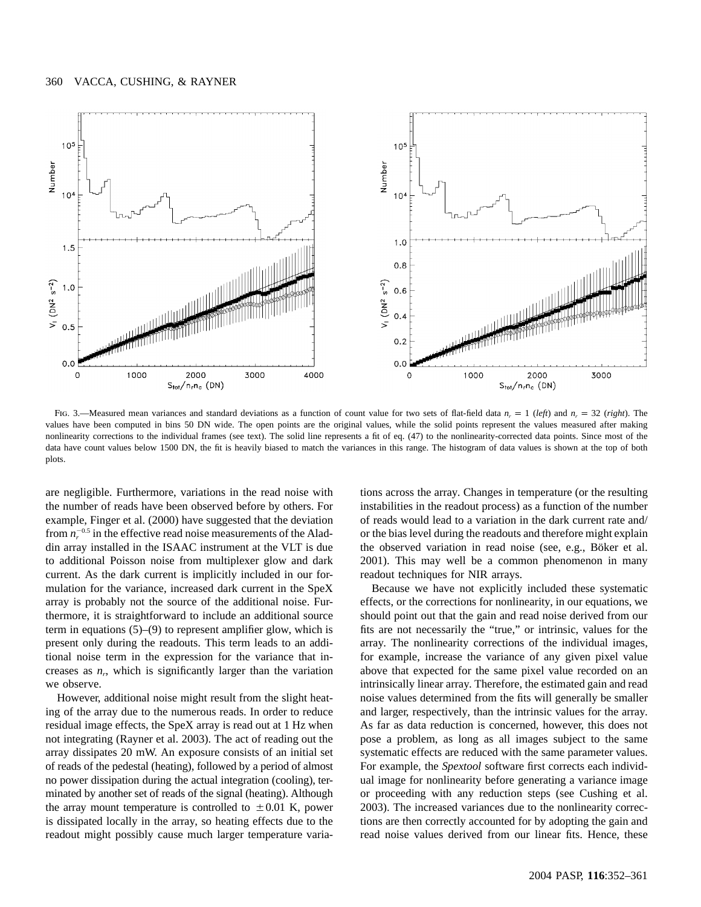FIG. 3.—Measured mean variances and standard deviations as a function of count value for two sets of flat-field data $n_r = 1$ (*left*) and $n_r = 32$ (*right*). The values have been computed in bins 50 DN wide. The open points are the original values, while the solid points represent the values measured after making nonlinearity corrections to the individual frames (see text). The solid line represents a fit of eq. (47) to the nonlinearity-corrected data points. Since most of the data have count values below 1500 DN, the fit is heavily biased to match the variances in this range. The histogram of data values is shown at the top of both plots.

are negligible. Furthermore, variations in the read noise with the number of reads have been observed before by others. For example, Finger et al. (2000) have suggested that the deviation from $n_r^{-0.5}$ in the effective read noise measurements of the Aladdin array installed in the ISAAC instrument at the VLT is due to additional Poisson noise from multiplexer glow and dark current. As the dark current is implicitly included in our formulation for the variance, increased dark current in the SpeX array is probably not the source of the additional noise. Furthermore, it is straightforward to include an additional source term in equations (5)–(9) to represent amplifier glow, which is present only during the readouts. This term leads to an additional noise term in the expression for the variance that increases as $n_r$, which is significantly larger than the variation we observe.

However, additional noise might result from the slight heating of the array due to the numerous reads. In order to reduce residual image effects, the SpeX array is read out at 1 Hz when not integrating (Rayner et al. 2003). The act of reading out the array dissipates 20 mW. An exposure consists of an initial set of reads of the pedestal (heating), followed by a period of almost no power dissipation during the actual integration (cooling), terminated by another set of reads of the signal (heating). Although the array mount temperature is controlled to $\pm 0.01$ K, power is dissipated locally in the array, so heating effects due to the readout might possibly cause much larger temperature variations across the array. Changes in temperature (or the resulting instabilities in the readout process) as a function of the number of reads would lead to a variation in the dark current rate and/or the bias level during the readouts and therefore might explain the observed variation in read noise (see, e.g., Böker et al. 2001). This may well be a common phenomenon in many readout techniques for NIR arrays.

Because we have not explicitly included these systematic effects, or the corrections for nonlinearity, in our equations, we should point out that the gain and read noise derived from our fits are not necessarily the "true," or intrinsic, values for the array. The nonlinearity corrections of the individual images, for example, increase the variance of any given pixel value above that expected for the same pixel value recorded on an intrinsically linear array. Therefore, the estimated gain and read noise values determined from the fits will generally be smaller and larger, respectively, than the intrinsic values for the array. As far as data reduction is concerned, however, this does not pose a problem, as long as all images subject to the same systematic effects are reduced with the same parameter values. For example, the *Spextool* software first corrects each individual image for nonlinearity before generating a variance image or proceeding with any reduction steps (see Cushing et al. 2003). The increased variances due to the nonlinearity corrections are then correctly accounted for by adopting the gain and read noise values derived from our linear fits. Hence, these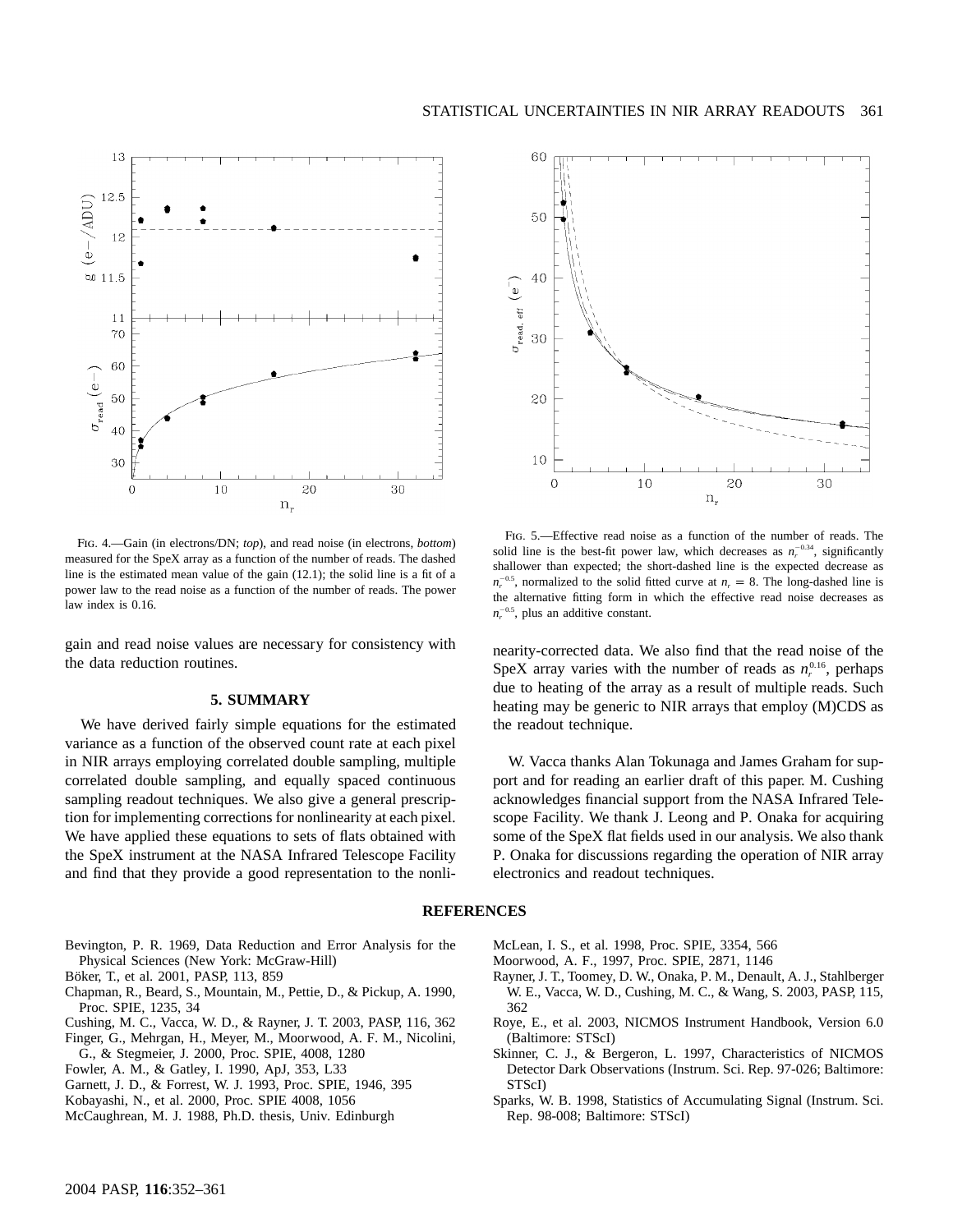13

12.5

12

11.5

11

g (e−/ADU)

70

60

50

40

30

$\sigma_{\rm read}$ (e−)

0 10 20 30

$n_r$

60

50

40

30

20

10

$\sigma_{\rm read,\,eff}$ (e−)

0 10 20 30

$n_r$

FIG. 4.—Gain (in electrons/DN; *top*), and read noise (in electrons, *bottom*) measured for the SpeX array as a function of the number of reads. The dashed line is the estimated mean value of the gain (12.1); the solid line is a fit of a power law to the read noise as a function of the number of reads. The power law index is 0.16.

FIG. 5.—Effective read noise as a function of the number of reads. The solid line is the best-fit power law, which decreases as $n_r^{-0.34}$, significantly shallower than expected; the short-dashed line is the expected decrease as $n_r^{-0.5}$, normalized to the solid fitted curve at $n_r = 8$. The long-dashed line is the alternative fitting form in which the effective read noise decreases as $n_r^{-0.5}$, plus an additive constant.

gain and read noise values are necessary for consistency with the data reduction routines.

## 5. SUMMARY

We have derived fairly simple equations for the estimated variance as a function of the observed count rate at each pixel in NIR arrays employing correlated double sampling, multiple correlated double sampling, and equally spaced continuous sampling readout techniques. We also give a general prescription for implementing corrections for nonlinearity at each pixel. We have applied these equations to sets of flats obtained with the SpeX instrument at the NASA Infrared Telescope Facility and find that they provide a good representation to the nonlinearity-corrected data. We also find that the read noise of the SpeX array varies with the number of reads as $n_r^{0.16}$, perhaps due to heating of the array as a result of multiple reads. Such heating may be generic to NIR arrays that employ (M)CDS as the readout technique.

W. Vacca thanks Alan Tokunaga and James Graham for support and for reading an earlier draft of this paper. M. Cushing acknowledges financial support from the NASA Infrared Telescope Facility. We thank J. Leong and P. Onaka for acquiring some of the SpeX flat fields used in our analysis. We also thank P. Onaka for discussions regarding the operation of NIR array electronics and readout techniques.

## REFERENCES

Bevington, P. R. 1969, Data Reduction and Error Analysis for the Physical Sciences (New York: McGraw-Hill)

Böker, T., et al. 2001, PASP, 113, 859

Chapman, R., Beard, S., Mountain, M., Pettie, D., & Pickup, A. 1990, Proc. SPIE, 1235, 34

Cushing, M. C., Vacca, W. D., & Rayner, J. T. 2003, PASP, 116, 362

Finger, G., Mehrgan, H., Meyer, M., Moorwood, A. F. M., Nicolini, G., & Stegmeier, J. 2000, Proc. SPIE, 4008, 1280

Fowler, A. M., & Gatley, I. 1990, ApJ, 353, L33

Garnett, J. D., & Forrest, W. J. 1993, Proc. SPIE, 1946, 395

Kobayashi, N., et al. 2000, Proc. SPIE 4008, 1056

McCaughrean, M. J. 1988, Ph.D. thesis, Univ. Edinburgh

McLean, I. S., et al. 1998, Proc. SPIE, 3354, 566

Moorwood, A. F., 1997, Proc. SPIE, 2871, 1146

Rayner, J. T., Toomey, D. W., Onaka, P. M., Denault, A. J., Stahlberger W. E., Vacca, W. D., Cushing, M. C., & Wang, S. 2003, PASP, 115, 362

Roye, E., et al. 2003, NICMOS Instrument Handbook, Version 6.0 (Baltimore: STScI)

Skinner, C. J., & Bergeron, L. 1997, Characteristics of NICMOS Detector Dark Observations (Instrum. Sci. Rep. 97-026; Baltimore: STScI)

Sparks, W. B. 1998, Statistics of Accumulating Signal (Instrum. Sci. Rep. 98-008; Baltimore: STScI)